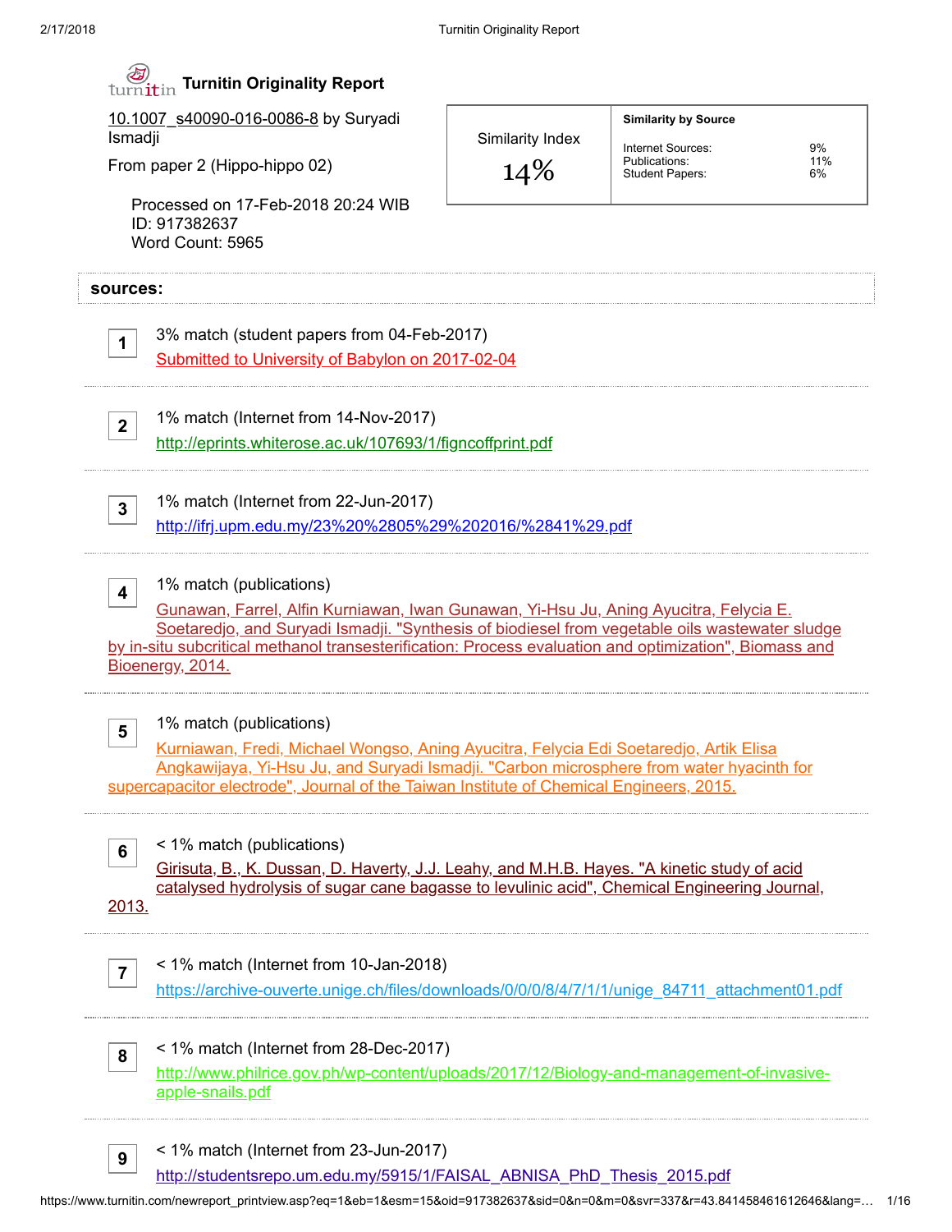# Turnitin Originality Report

10.1007_s40090-016-0086-8 by Suryadi Ismadji

From paper 2 (Hippo-hippo 02)

Processed on 17-Feb-2018 20:24 WIB
ID: 917382637
Word Count: 5965

| Similarity Index | Similarity by Source | |
|---|---|---|
| 14% | Internet Sources: | 9% |
| | Publications: | 11% |
| | Student Papers: | 6% |

## sources:

1. 3% match (student papers from 04-Feb-2017)
   Submitted to University of Babylon on 2017-02-04

2. 1% match (Internet from 14-Nov-2017)
   http://eprints.whiterose.ac.uk/107693/1/figncoffprint.pdf

3. 1% match (Internet from 22-Jun-2017)
   http://ifrj.upm.edu.my/23%20%2805%29%202016/%2841%29.pdf

4. 1% match (publications)
   Gunawan, Farrel, Alfin Kurniawan, Iwan Gunawan, Yi-Hsu Ju, Aning Ayucitra, Felycia E. Soetaredjo, and Suryadi Ismadji. "Synthesis of biodiesel from vegetable oils wastewater sludge by in-situ subcritical methanol transesterification: Process evaluation and optimization", Biomass and Bioenergy, 2014.

5. 1% match (publications)
   Kurniawan, Fredi, Michael Wongso, Aning Ayucitra, Felycia Edi Soetaredjo, Artik Elisa Angkawijaya, Yi-Hsu Ju, and Suryadi Ismadji. "Carbon microsphere from water hyacinth for supercapacitor electrode", Journal of the Taiwan Institute of Chemical Engineers, 2015.

6. < 1% match (publications)
   Girisuta, B., K. Dussan, D. Haverty, J.J. Leahy, and M.H.B. Hayes. "A kinetic study of acid catalysed hydrolysis of sugar cane bagasse to levulinic acid", Chemical Engineering Journal, 2013.

7. < 1% match (Internet from 10-Jan-2018)
   https://archive-ouverte.unige.ch/files/downloads/0/0/0/8/4/7/1/1/unige_84711_attachment01.pdf

8. < 1% match (Internet from 28-Dec-2017)
   http://www.philrice.gov.ph/wp-content/uploads/2017/12/Biology-and-management-of-invasive-apple-snails.pdf

9. < 1% match (Internet from 23-Jun-2017)
   http://studentsrepo.um.edu.my/5915/1/FAISAL_ABNISA_PhD_Thesis_2015.pdf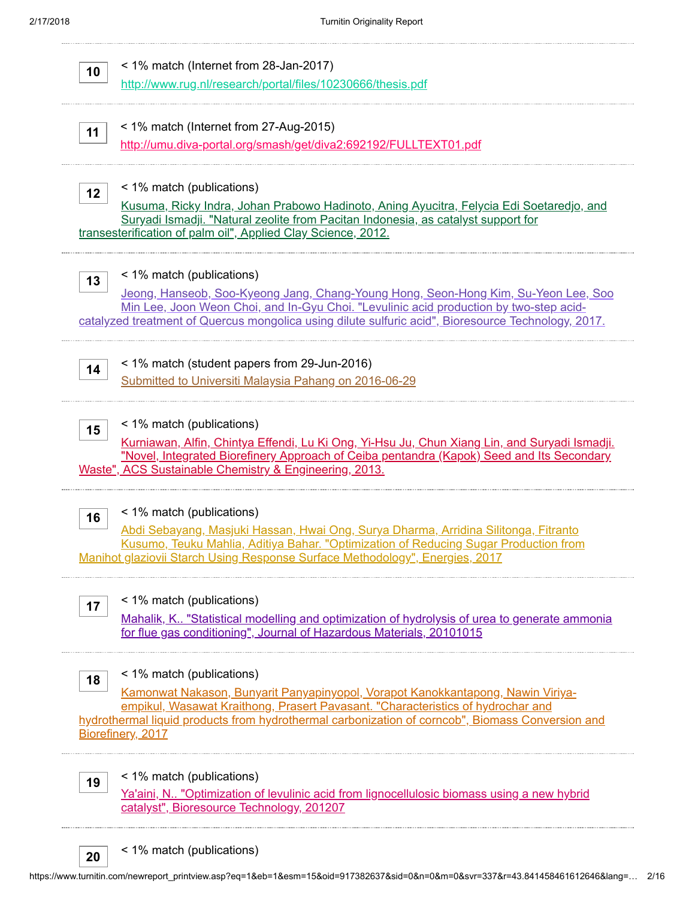**10** < 1% match (Internet from 28-Jan-2017)
http://www.rug.nl/research/portal/files/10230666/thesis.pdf

---

**11** < 1% match (Internet from 27-Aug-2015)
http://umu.diva-portal.org/smash/get/diva2:692192/FULLTEXT01.pdf

---

**12** < 1% match (publications)
Kusuma, Ricky Indra, Johan Prabowo Hadinoto, Aning Ayucitra, Felycia Edi Soetaredjo, and Suryadi Ismadji. "Natural zeolite from Pacitan Indonesia, as catalyst support for transesterification of palm oil", Applied Clay Science, 2012.

---

**13** < 1% match (publications)
Jeong, Hanseob, Soo-Kyeong Jang, Chang-Young Hong, Seon-Hong Kim, Su-Yeon Lee, Soo Min Lee, Joon Weon Choi, and In-Gyu Choi. "Levulinic acid production by two-step acid-catalyzed treatment of Quercus mongolica using dilute sulfuric acid", Bioresource Technology, 2017.

---

**14** < 1% match (student papers from 29-Jun-2016)
Submitted to Universiti Malaysia Pahang on 2016-06-29

---

**15** < 1% match (publications)
Kurniawan, Alfin, Chintya Effendi, Lu Ki Ong, Yi-Hsu Ju, Chun Xiang Lin, and Suryadi Ismadji. "Novel, Integrated Biorefinery Approach of Ceiba pentandra (Kapok) Seed and Its Secondary Waste", ACS Sustainable Chemistry & Engineering, 2013.

---

**16** < 1% match (publications)
Abdi Sebayang, Masjuki Hassan, Hwai Ong, Surya Dharma, Arridina Silitonga, Fitranto Kusumo, Teuku Mahlia, Aditiya Bahar. "Optimization of Reducing Sugar Production from Manihot glaziovii Starch Using Response Surface Methodology", Energies, 2017

---

**17** < 1% match (publications)
Mahalik, K.. "Statistical modelling and optimization of hydrolysis of urea to generate ammonia for flue gas conditioning", Journal of Hazardous Materials, 20101015

---

**18** < 1% match (publications)
Kamonwat Nakason, Bunyarit Panyapinyopol, Vorapot Kanokkantapong, Nawin Viriya-empikul, Wasawat Kraithong, Prasert Pavasant. "Characteristics of hydrochar and hydrothermal liquid products from hydrothermal carbonization of corncob", Biomass Conversion and Biorefinery, 2017

---

**19** < 1% match (publications)
Ya'aini, N.. "Optimization of levulinic acid from lignocellulosic biomass using a new hybrid catalyst", Bioresource Technology, 201207

---

**20** < 1% match (publications)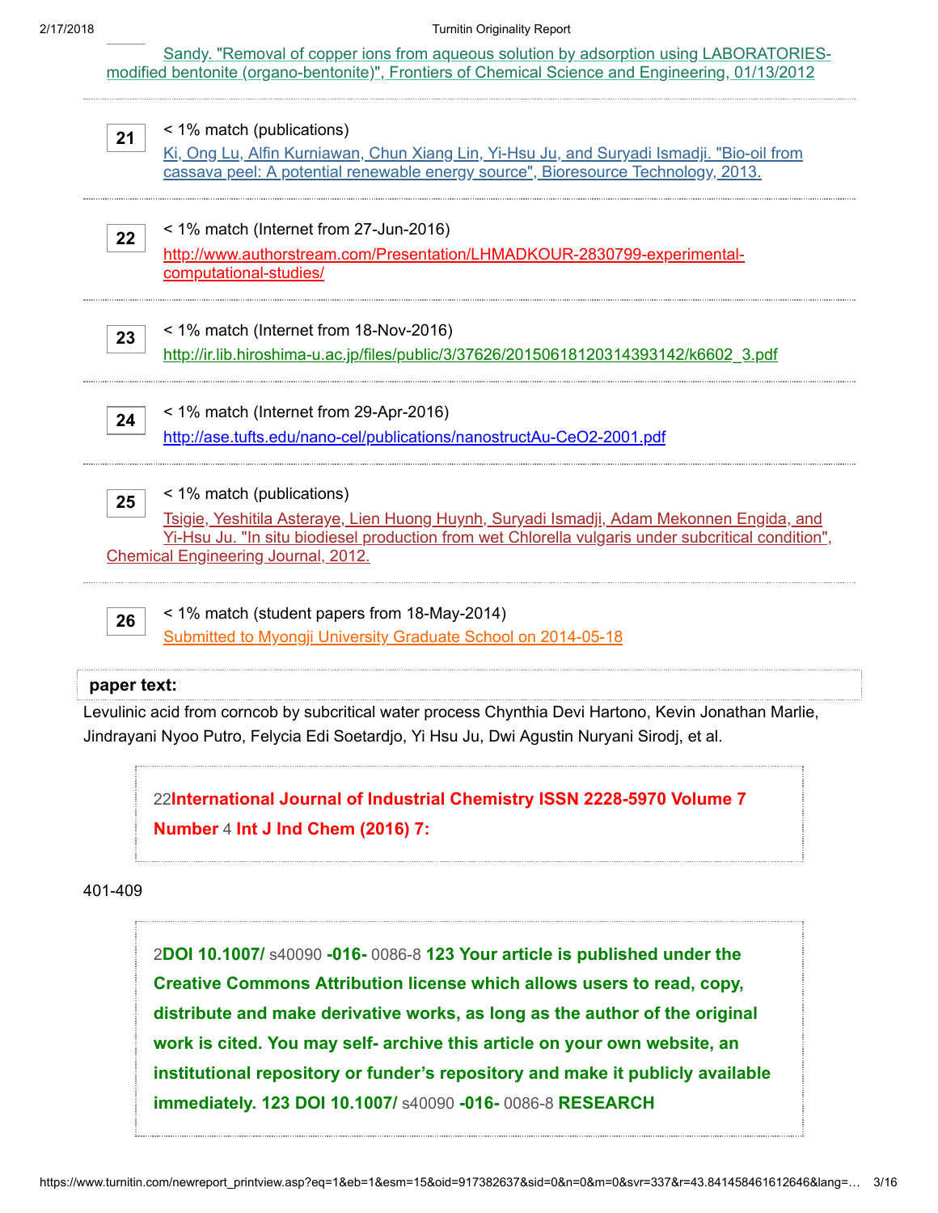Sandy. "Removal of copper ions from aqueous solution by adsorption using LABORATORIES-modified bentonite (organo-bentonite)", Frontiers of Chemical Science and Engineering, 01/13/2012

---

**21** < 1% match (publications)

Ki, Ong Lu, Alfin Kurniawan, Chun Xiang Lin, Yi-Hsu Ju, and Suryadi Ismadji. "Bio-oil from cassava peel: A potential renewable energy source", Bioresource Technology, 2013.

---

**22** < 1% match (Internet from 27-Jun-2016)

http://www.authorstream.com/Presentation/LHMADKOUR-2830799-experimental-computational-studies/

---

**23** < 1% match (Internet from 18-Nov-2016)

http://ir.lib.hiroshima-u.ac.jp/files/public/3/37626/20150618120314393142/k6602_3.pdf

---

**24** < 1% match (Internet from 29-Apr-2016)

http://ase.tufts.edu/nano-cel/publications/nanostructAu-CeO2-2001.pdf

---

**25** < 1% match (publications)

Tsigie, Yeshitila Asteraye, Lien Huong Huynh, Suryadi Ismadji, Adam Mekonnen Engida, and Yi-Hsu Ju. "In situ biodiesel production from wet Chlorella vulgaris under subcritical condition", Chemical Engineering Journal, 2012.

---

**26** < 1% match (student papers from 18-May-2014)

Submitted to Myongji University Graduate School on 2014-05-18

---

**paper text:**

Levulinic acid from corncob by subcritical water process Chynthia Devi Hartono, Kevin Jonathan Marlie, Jindrayani Nyoo Putro, Felycia Edi Soetardjo, Yi Hsu Ju, Dwi Agustin Nuryani Sirodj, et al.

> 22**International Journal of Industrial Chemistry ISSN 2228-5970 Volume 7 Number** 4 **Int J Ind Chem (2016) 7:**

401-409

> 2**DOI 10.1007/** s40090 **-016-** 0086-8 **123 Your article is published under the Creative Commons Attribution license which allows users to read, copy, distribute and make derivative works, as long as the author of the original work is cited. You may self- archive this article on your own website, an institutional repository or funder's repository and make it publicly available immediately. 123 DOI 10.1007/** s40090 **-016-** 0086-8 **RESEARCH**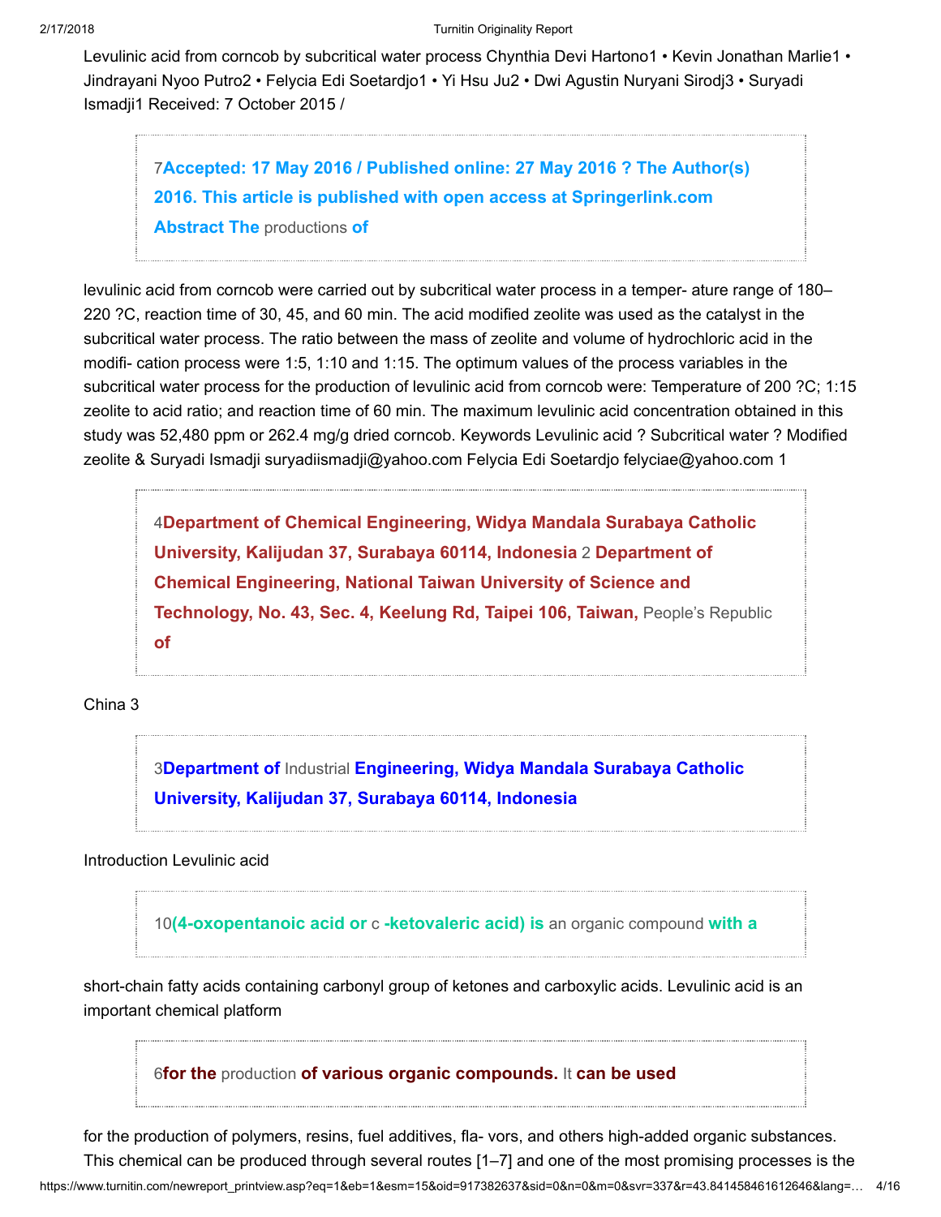Levulinic acid from corncob by subcritical water process Chynthia Devi Hartono1 • Kevin Jonathan Marlie1 • Jindrayani Nyoo Putro2 • Felycia Edi Soetardjo1 • Yi Hsu Ju2 • Dwi Agustin Nuryani Sirodj3 • Suryadi Ismadji1 Received: 7 October 2015 /

> 7**Accepted: 17 May 2016 / Published online: 27 May 2016 ? The Author(s) 2016. This article is published with open access at Springerlink.com Abstract The** productions **of**

levulinic acid from corncob were carried out by subcritical water process in a temper- ature range of 180–220 ?C, reaction time of 30, 45, and 60 min. The acid modified zeolite was used as the catalyst in the subcritical water process. The ratio between the mass of zeolite and volume of hydrochloric acid in the modifi- cation process were 1:5, 1:10 and 1:15. The optimum values of the process variables in the subcritical water process for the production of levulinic acid from corncob were: Temperature of 200 ?C; 1:15 zeolite to acid ratio; and reaction time of 60 min. The maximum levulinic acid concentration obtained in this study was 52,480 ppm or 262.4 mg/g dried corncob. Keywords Levulinic acid ? Subcritical water ? Modified zeolite & Suryadi Ismadji suryadiismadji@yahoo.com Felycia Edi Soetardjo felyciae@yahoo.com 1

> 4**Department of Chemical Engineering, Widya Mandala Surabaya Catholic University, Kalijudan 37, Surabaya 60114, Indonesia** 2 **Department of Chemical Engineering, National Taiwan University of Science and Technology, No. 43, Sec. 4, Keelung Rd, Taipei 106, Taiwan,** People's Republic **of**

China 3

> 3**Department of** Industrial **Engineering, Widya Mandala Surabaya Catholic University, Kalijudan 37, Surabaya 60114, Indonesia**

Introduction Levulinic acid

> 10**(4-oxopentanoic acid or** c **-ketovaleric acid) is** an organic compound **with a**

short-chain fatty acids containing carbonyl group of ketones and carboxylic acids. Levulinic acid is an important chemical platform

> 6**for the** production **of various organic compounds.** It **can be used**

for the production of polymers, resins, fuel additives, fla- vors, and others high-added organic substances. This chemical can be produced through several routes [1–7] and one of the most promising processes is the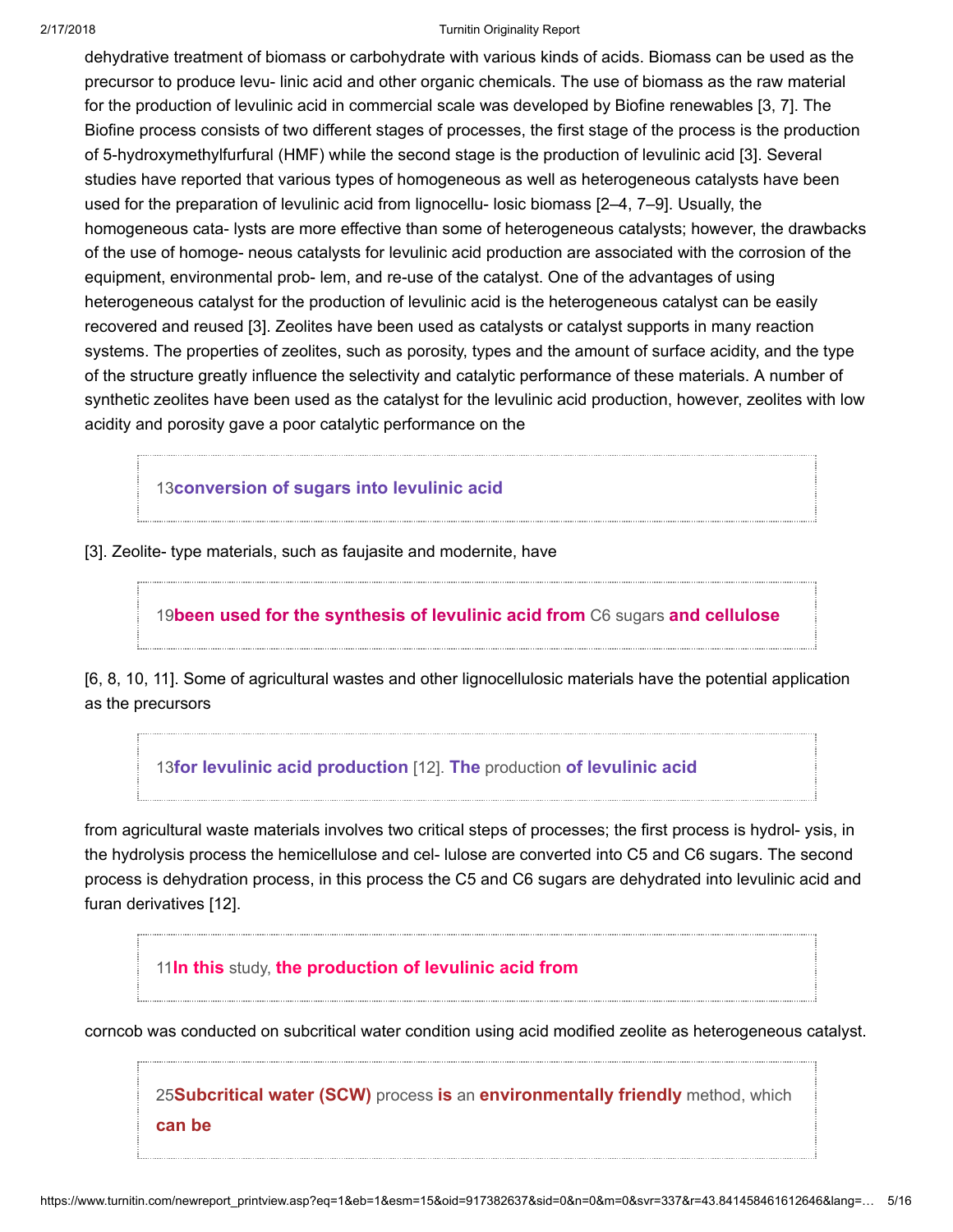dehydrative treatment of biomass or carbohydrate with various kinds of acids. Biomass can be used as the precursor to produce levu- linic acid and other organic chemicals. The use of biomass as the raw material for the production of levulinic acid in commercial scale was developed by Biofine renewables [3, 7]. The Biofine process consists of two different stages of processes, the first stage of the process is the production of 5-hydroxymethylfurfural (HMF) while the second stage is the production of levulinic acid [3]. Several studies have reported that various types of homogeneous as well as heterogeneous catalysts have been used for the preparation of levulinic acid from lignocellu- losic biomass [2–4, 7–9]. Usually, the homogeneous cata- lysts are more effective than some of heterogeneous catalysts; however, the drawbacks of the use of homoge- neous catalysts for levulinic acid production are associated with the corrosion of the equipment, environmental prob- lem, and re-use of the catalyst. One of the advantages of using heterogeneous catalyst for the production of levulinic acid is the heterogeneous catalyst can be easily recovered and reused [3]. Zeolites have been used as catalysts or catalyst supports in many reaction systems. The properties of zeolites, such as porosity, types and the amount of surface acidity, and the type of the structure greatly influence the selectivity and catalytic performance of these materials. A number of synthetic zeolites have been used as the catalyst for the levulinic acid production, however, zeolites with low acidity and porosity gave a poor catalytic performance on the

13**conversion of sugars into levulinic acid**

[3]. Zeolite- type materials, such as faujasite and modernite, have

19**been used for the synthesis of levulinic acid from** C6 sugars **and cellulose**

[6, 8, 10, 11]. Some of agricultural wastes and other lignocellulosic materials have the potential application as the precursors

13**for levulinic acid production** [12]. **The** production **of levulinic acid**

from agricultural waste materials involves two critical steps of processes; the first process is hydrol- ysis, in the hydrolysis process the hemicellulose and cel- lulose are converted into C5 and C6 sugars. The second process is dehydration process, in this process the C5 and C6 sugars are dehydrated into levulinic acid and furan derivatives [12].

11**In this** study, **the production of levulinic acid from**

corncob was conducted on subcritical water condition using acid modified zeolite as heterogeneous catalyst.

25**Subcritical water (SCW)** process **is** an **environmentally friendly** method, which **can be**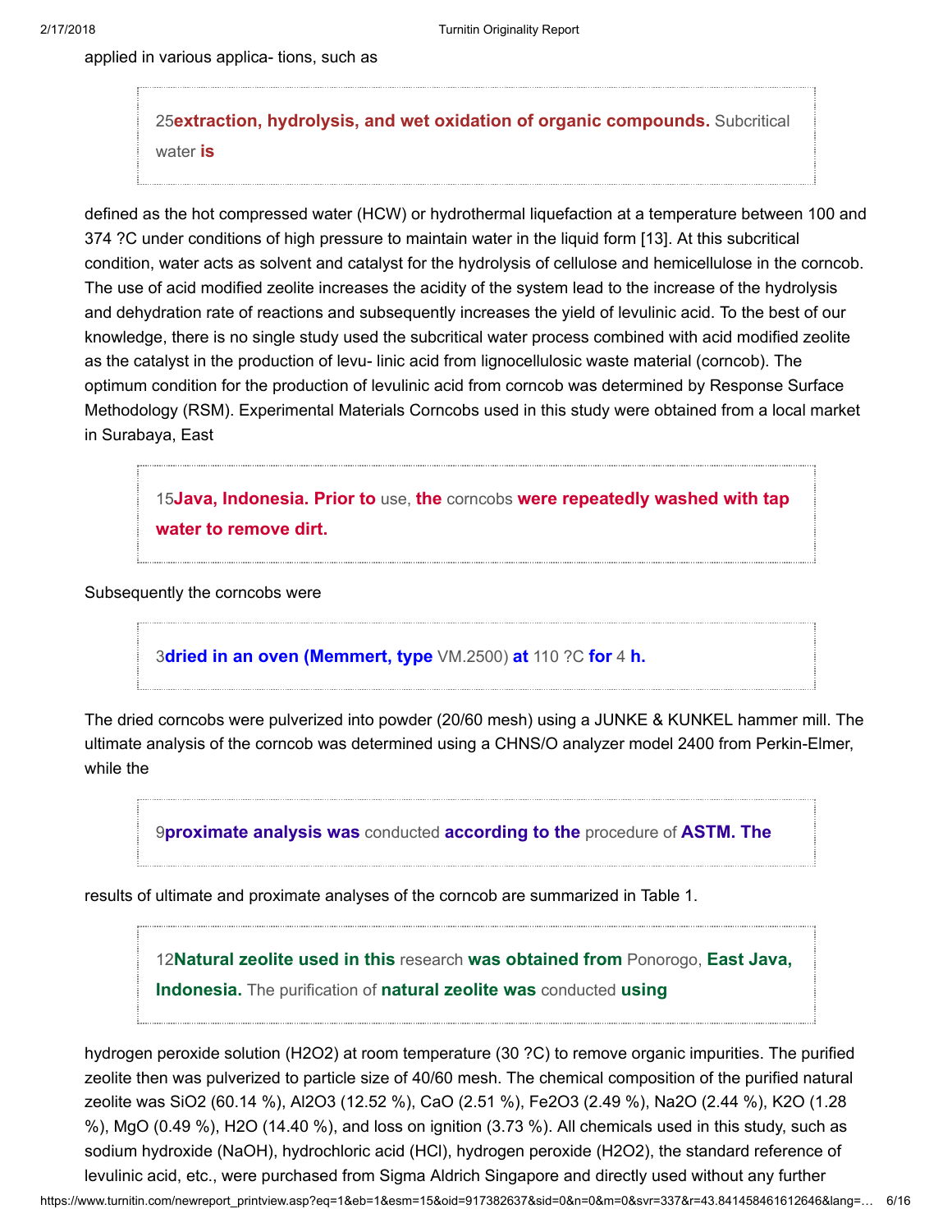applied in various applica- tions, such as

> 25**extraction, hydrolysis, and wet oxidation of organic compounds.** Subcritical water **is**

defined as the hot compressed water (HCW) or hydrothermal liquefaction at a temperature between 100 and 374 ?C under conditions of high pressure to maintain water in the liquid form [13]. At this subcritical condition, water acts as solvent and catalyst for the hydrolysis of cellulose and hemicellulose in the corncob. The use of acid modified zeolite increases the acidity of the system lead to the increase of the hydrolysis and dehydration rate of reactions and subsequently increases the yield of levulinic acid. To the best of our knowledge, there is no single study used the subcritical water process combined with acid modified zeolite as the catalyst in the production of levu- linic acid from lignocellulosic waste material (corncob). The optimum condition for the production of levulinic acid from corncob was determined by Response Surface Methodology (RSM). Experimental Materials Corncobs used in this study were obtained from a local market in Surabaya, East

> 15**Java, Indonesia. Prior to** use, **the** corncobs **were repeatedly washed with tap water to remove dirt.**

Subsequently the corncobs were

> 3**dried in an oven (Memmert, type** VM.2500) **at** 110 ?C **for** 4 **h.**

The dried corncobs were pulverized into powder (20/60 mesh) using a JUNKE & KUNKEL hammer mill. The ultimate analysis of the corncob was determined using a CHNS/O analyzer model 2400 from Perkin-Elmer, while the

> 9**proximate analysis was** conducted **according to the** procedure of **ASTM. The**

results of ultimate and proximate analyses of the corncob are summarized in Table 1.

> 12**Natural zeolite used in this** research **was obtained from** Ponorogo, **East Java, Indonesia.** The purification of **natural zeolite was** conducted **using**

hydrogen peroxide solution ($H_2O_2$) at room temperature (30 ?C) to remove organic impurities. The purified zeolite then was pulverized to particle size of 40/60 mesh. The chemical composition of the purified natural zeolite was $SiO_2$ (60.14 %), $Al_2O_3$ (12.52 %), CaO (2.51 %), $Fe_2O_3$ (2.49 %), $Na_2O$ (2.44 %), $K_2O$ (1.28 %), MgO (0.49 %), $H_2O$ (14.40 %), and loss on ignition (3.73 %). All chemicals used in this study, such as sodium hydroxide (NaOH), hydrochloric acid (HCl), hydrogen peroxide ($H_2O_2$), the standard reference of levulinic acid, etc., were purchased from Sigma Aldrich Singapore and directly used without any further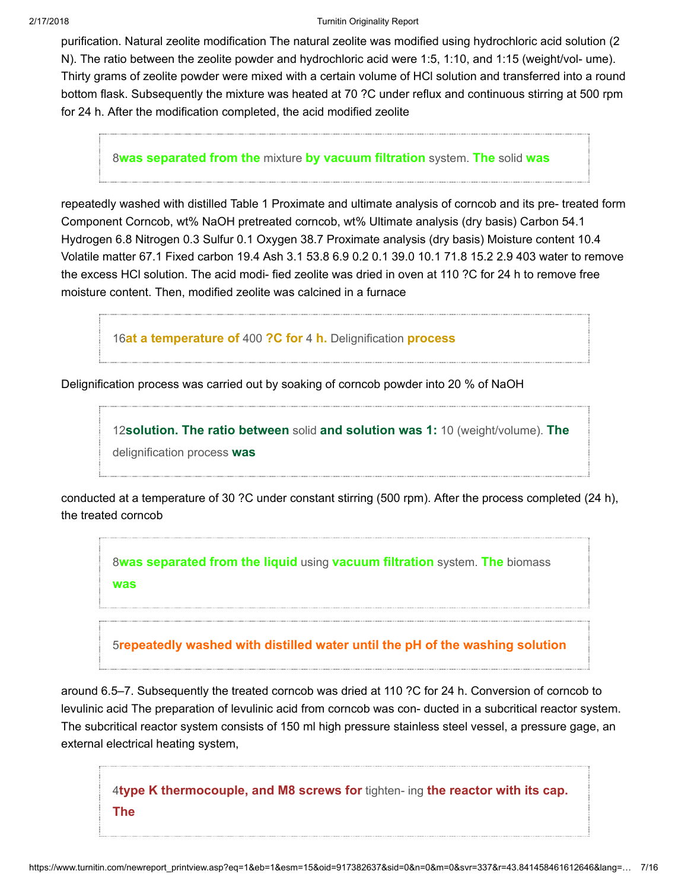purification. Natural zeolite modification The natural zeolite was modified using hydrochloric acid solution (2 N). The ratio between the zeolite powder and hydrochloric acid were 1:5, 1:10, and 1:15 (weight/vol- ume). Thirty grams of zeolite powder were mixed with a certain volume of HCl solution and transferred into a round bottom flask. Subsequently the mixture was heated at 70 ?C under reflux and continuous stirring at 500 rpm for 24 h. After the modification completed, the acid modified zeolite

> 8**was separated from the** mixture **by vacuum filtration** system. **The** solid **was**

repeatedly washed with distilled Table 1 Proximate and ultimate analysis of corncob and its pre- treated form Component Corncob, wt% NaOH pretreated corncob, wt% Ultimate analysis (dry basis) Carbon 54.1 Hydrogen 6.8 Nitrogen 0.3 Sulfur 0.1 Oxygen 38.7 Proximate analysis (dry basis) Moisture content 10.4 Volatile matter 67.1 Fixed carbon 19.4 Ash 3.1 53.8 6.9 0.2 0.1 39.0 10.1 71.8 15.2 2.9 403 water to remove the excess HCl solution. The acid modi- fied zeolite was dried in oven at 110 ?C for 24 h to remove free moisture content. Then, modified zeolite was calcined in a furnace

> 16**at a temperature of** 400 **?C for** 4 **h.** Delignification **process**

Delignification process was carried out by soaking of corncob powder into 20 % of NaOH

> 12**solution. The ratio between** solid **and solution was 1:** 10 (weight/volume). **The** delignification process **was**

conducted at a temperature of 30 ?C under constant stirring (500 rpm). After the process completed (24 h), the treated corncob

> 8**was separated from the liquid** using **vacuum filtration** system. **The** biomass **was**

> 5**repeatedly washed with distilled water until the pH of the washing solution**

around 6.5–7. Subsequently the treated corncob was dried at 110 ?C for 24 h. Conversion of corncob to levulinic acid The preparation of levulinic acid from corncob was con- ducted in a subcritical reactor system. The subcritical reactor system consists of 150 ml high pressure stainless steel vessel, a pressure gage, an external electrical heating system,

> 4**type K thermocouple, and M8 screws for** tighten- ing **the reactor with its cap. The**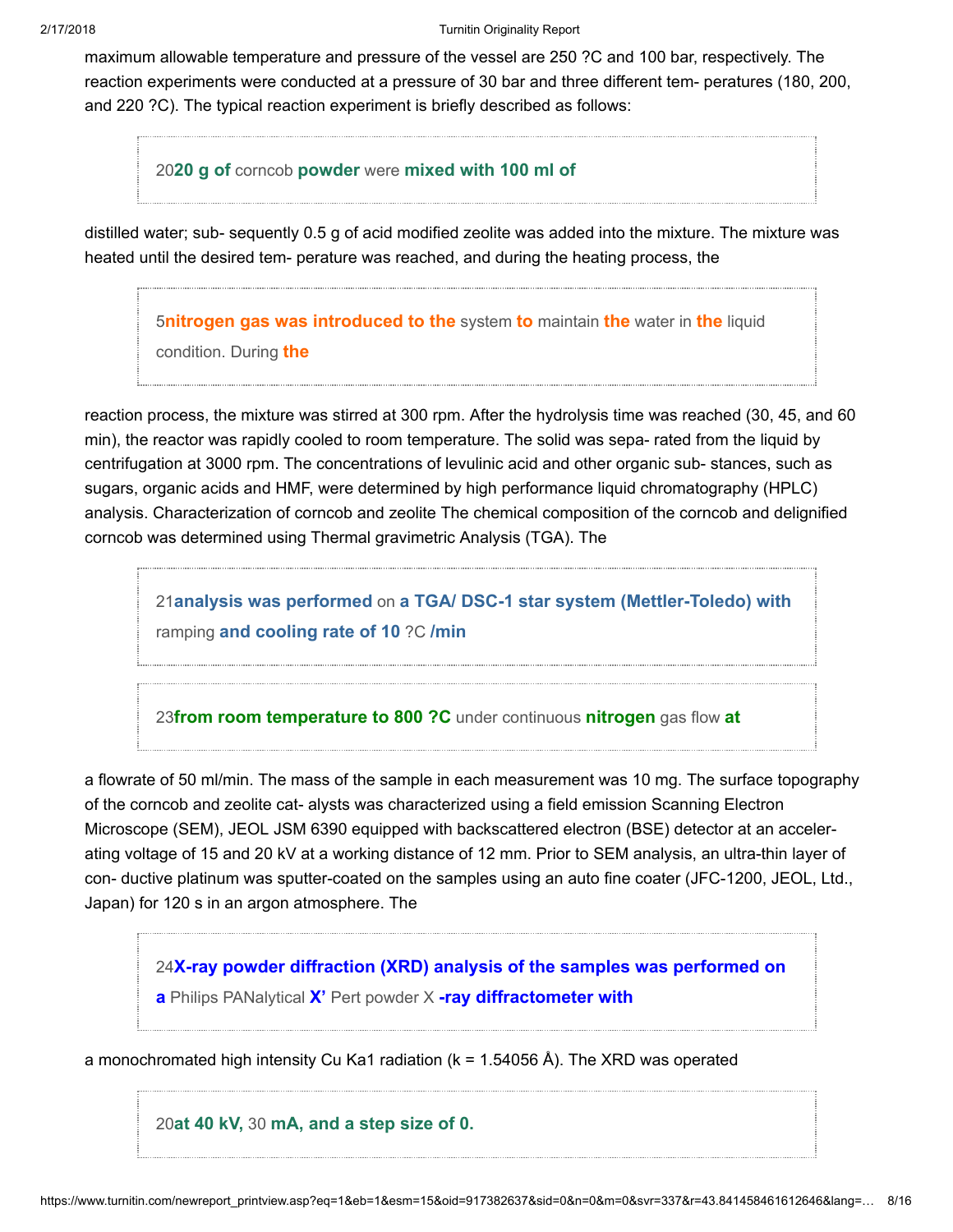maximum allowable temperature and pressure of the vessel are 250 ?C and 100 bar, respectively. The reaction experiments were conducted at a pressure of 30 bar and three different tem- peratures (180, 200, and 220 ?C). The typical reaction experiment is briefly described as follows:

> 20**20 g of** corncob **powder** were **mixed with 100 ml of**

distilled water; sub- sequently 0.5 g of acid modified zeolite was added into the mixture. The mixture was heated until the desired tem- perature was reached, and during the heating process, the

> 5**nitrogen gas was introduced to the** system **to** maintain **the** water in **the** liquid condition. During **the**

reaction process, the mixture was stirred at 300 rpm. After the hydrolysis time was reached (30, 45, and 60 min), the reactor was rapidly cooled to room temperature. The solid was sepa- rated from the liquid by centrifugation at 3000 rpm. The concentrations of levulinic acid and other organic sub- stances, such as sugars, organic acids and HMF, were determined by high performance liquid chromatography (HPLC) analysis. Characterization of corncob and zeolite The chemical composition of the corncob and delignified corncob was determined using Thermal gravimetric Analysis (TGA). The

> 21**analysis was performed** on **a TGA/ DSC-1 star system (Mettler-Toledo) with** ramping **and cooling rate of 10** ?C **/min**

> 23**from room temperature to 800 ?C** under continuous **nitrogen** gas flow **at**

a flowrate of 50 ml/min. The mass of the sample in each measurement was 10 mg. The surface topography of the corncob and zeolite cat- alysts was characterized using a field emission Scanning Electron Microscope (SEM), JEOL JSM 6390 equipped with backscattered electron (BSE) detector at an acceler- ating voltage of 15 and 20 kV at a working distance of 12 mm. Prior to SEM analysis, an ultra-thin layer of con- ductive platinum was sputter-coated on the samples using an auto fine coater (JFC-1200, JEOL, Ltd., Japan) for 120 s in an argon atmosphere. The

> 24**X-ray powder diffraction (XRD) analysis of the samples was performed on a** Philips PANalytical **X'** Pert powder X **-ray diffractometer with**

a monochromated high intensity Cu Ka1 radiation (k = 1.54056 Å). The XRD was operated

> 20**at 40 kV,** 30 **mA, and a step size of 0.**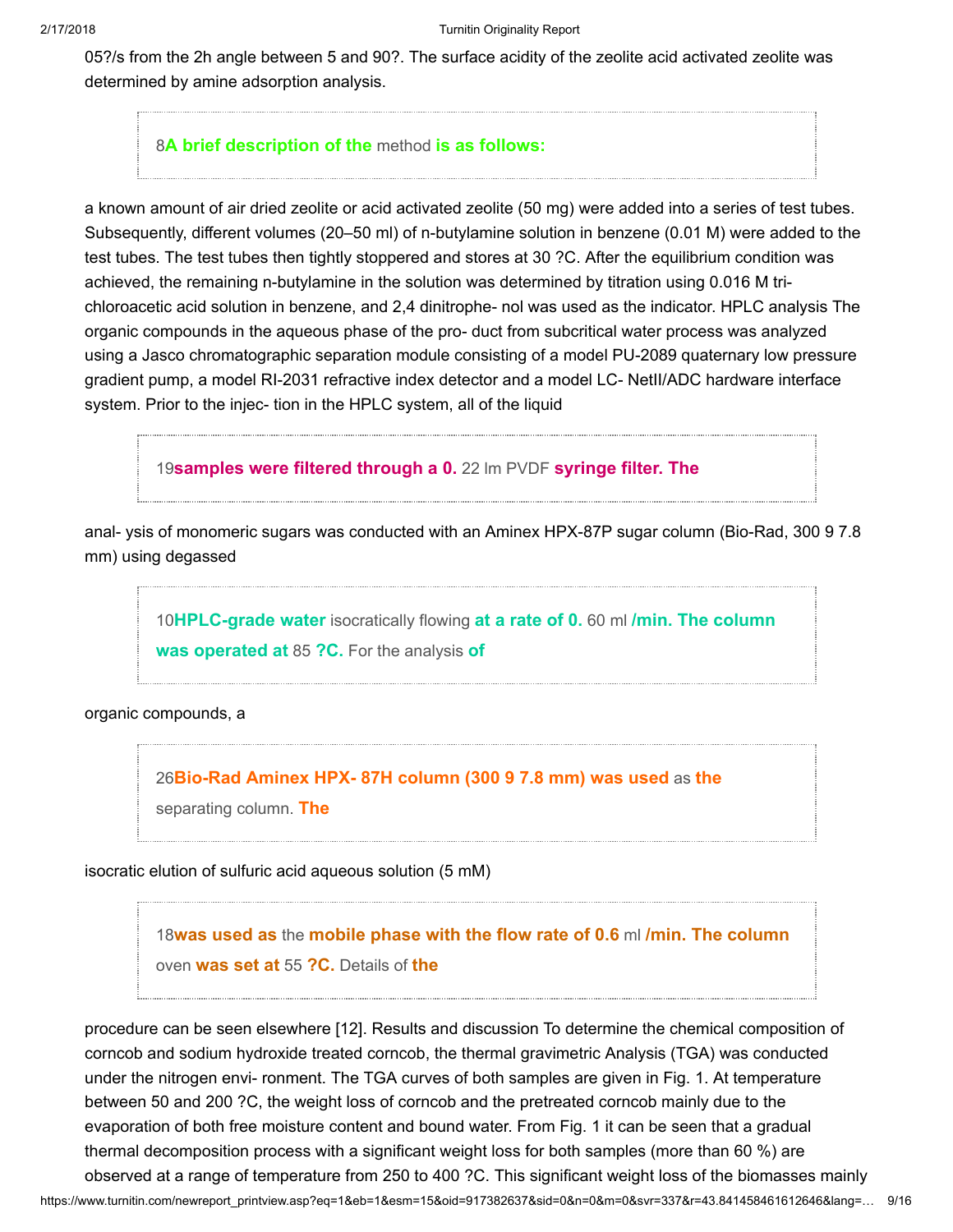05?/s from the 2h angle between 5 and 90?. The surface acidity of the zeolite acid activated zeolite was determined by amine adsorption analysis.

> 8**A brief description of the** method **is as follows:**

a known amount of air dried zeolite or acid activated zeolite (50 mg) were added into a series of test tubes. Subsequently, different volumes (20–50 ml) of n-butylamine solution in benzene (0.01 M) were added to the test tubes. The test tubes then tightly stoppered and stores at 30 ?C. After the equilibrium condition was achieved, the remaining n-butylamine in the solution was determined by titration using 0.016 M tri-chloroacetic acid solution in benzene, and 2,4 dinitrophe- nol was used as the indicator. HPLC analysis The organic compounds in the aqueous phase of the pro- duct from subcritical water process was analyzed using a Jasco chromatographic separation module consisting of a model PU-2089 quaternary low pressure gradient pump, a model RI-2031 refractive index detector and a model LC- NetII/ADC hardware interface system. Prior to the injec- tion in the HPLC system, all of the liquid

> 19**samples were filtered through a 0.** 22 lm PVDF **syringe filter. The**

anal- ysis of monomeric sugars was conducted with an Aminex HPX-87P sugar column (Bio-Rad, 300 9 7.8 mm) using degassed

> 10**HPLC-grade water** isocratically flowing **at a rate of 0.** 60 ml **/min. The column was operated at** 85 **?C.** For the analysis **of**

organic compounds, a

> 26**Bio-Rad Aminex HPX- 87H column (300 9 7.8 mm) was used** as **the** separating column. **The**

isocratic elution of sulfuric acid aqueous solution (5 mM)

> 18**was used as** the **mobile phase with the flow rate of 0.6** ml **/min. The column** oven **was set at** 55 **?C.** Details of **the**

procedure can be seen elsewhere [12]. Results and discussion To determine the chemical composition of corncob and sodium hydroxide treated corncob, the thermal gravimetric Analysis (TGA) was conducted under the nitrogen envi- ronment. The TGA curves of both samples are given in Fig. 1. At temperature between 50 and 200 ?C, the weight loss of corncob and the pretreated corncob mainly due to the evaporation of both free moisture content and bound water. From Fig. 1 it can be seen that a gradual thermal decomposition process with a significant weight loss for both samples (more than 60 %) are observed at a range of temperature from 250 to 400 ?C. This significant weight loss of the biomasses mainly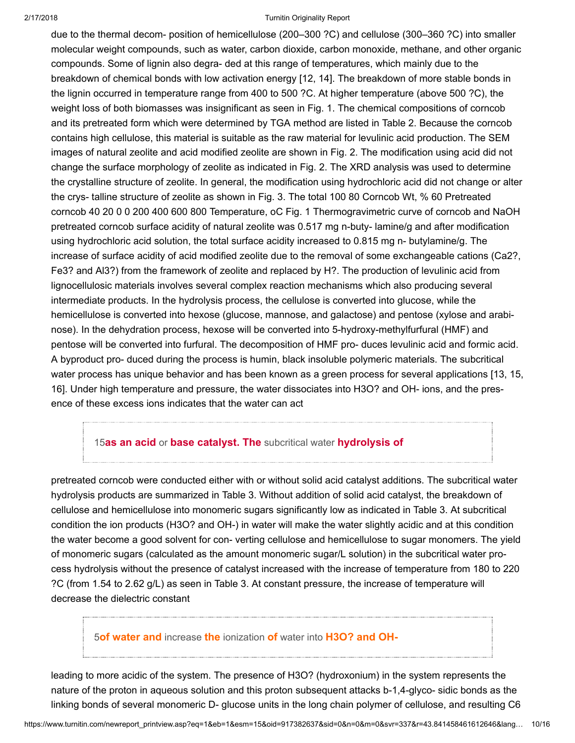due to the thermal decom- position of hemicellulose (200–300 ?C) and cellulose (300–360 ?C) into smaller molecular weight compounds, such as water, carbon dioxide, carbon monoxide, methane, and other organic compounds. Some of lignin also degra- ded at this range of temperatures, which mainly due to the breakdown of chemical bonds with low activation energy [12, 14]. The breakdown of more stable bonds in the lignin occurred in temperature range from 400 to 500 ?C. At higher temperature (above 500 ?C), the weight loss of both biomasses was insignificant as seen in Fig. 1. The chemical compositions of corncob and its pretreated form which were determined by TGA method are listed in Table 2. Because the corncob contains high cellulose, this material is suitable as the raw material for levulinic acid production. The SEM images of natural zeolite and acid modified zeolite are shown in Fig. 2. The modification using acid did not change the surface morphology of zeolite as indicated in Fig. 2. The XRD analysis was used to determine the crystalline structure of zeolite. In general, the modification using hydrochloric acid did not change or alter the crys- talline structure of zeolite as shown in Fig. 3. The total 100 80 Corncob Wt, % 60 Pretreated corncob 40 20 0 0 200 400 600 800 Temperature, oC Fig. 1 Thermogravimetric curve of corncob and NaOH pretreated corncob surface acidity of natural zeolite was 0.517 mg n-buty- lamine/g and after modification using hydrochloric acid solution, the total surface acidity increased to 0.815 mg n- butylamine/g. The increase of surface acidity of acid modified zeolite due to the removal of some exchangeable cations (Ca2?, Fe3? and Al3?) from the framework of zeolite and replaced by H?. The production of levulinic acid from lignocellulosic materials involves several complex reaction mechanisms which also producing several intermediate products. In the hydrolysis process, the cellulose is converted into glucose, while the hemicellulose is converted into hexose (glucose, mannose, and galactose) and pentose (xylose and arabi- nose). In the dehydration process, hexose will be converted into 5-hydroxy-methylfurfural (HMF) and pentose will be converted into furfural. The decomposition of HMF pro- duces levulinic acid and formic acid. A byproduct pro- duced during the process is humin, black insoluble polymeric materials. The subcritical water process has unique behavior and has been known as a green process for several applications [13, 15, 16]. Under high temperature and pressure, the water dissociates into H3O? and OH- ions, and the pres- ence of these excess ions indicates that the water can act

15**as an acid** or **base catalyst. The** subcritical water **hydrolysis of**

pretreated corncob were conducted either with or without solid acid catalyst additions. The subcritical water hydrolysis products are summarized in Table 3. Without addition of solid acid catalyst, the breakdown of cellulose and hemicellulose into monomeric sugars significantly low as indicated in Table 3. At subcritical condition the ion products (H3O? and OH-) in water will make the water slightly acidic and at this condition the water become a good solvent for con- verting cellulose and hemicellulose to sugar monomers. The yield of monomeric sugars (calculated as the amount monomeric sugar/L solution) in the subcritical water pro- cess hydrolysis without the presence of catalyst increased with the increase of temperature from 180 to 220 ?C (from 1.54 to 2.62 g/L) as seen in Table 3. At constant pressure, the increase of temperature will decrease the dielectric constant

5**of water and** increase **the** ionization **of** water into **H3O? and OH-**

leading to more acidic of the system. The presence of H3O? (hydroxonium) in the system represents the nature of the proton in aqueous solution and this proton subsequent attacks b-1,4-glyco- sidic bonds as the linking bonds of several monomeric D- glucose units in the long chain polymer of cellulose, and resulting C6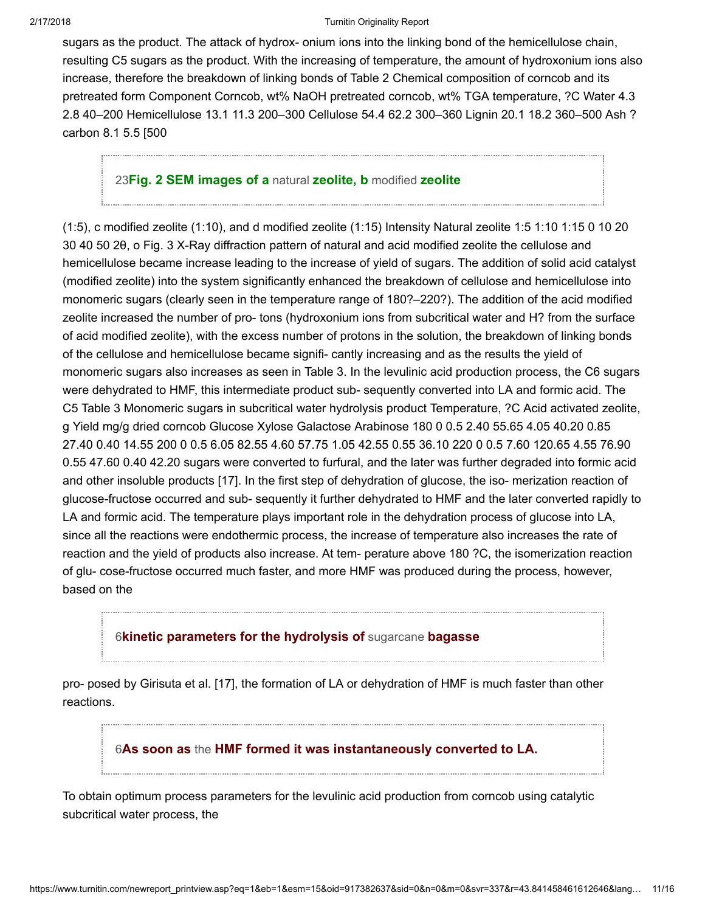sugars as the product. The attack of hydrox- onium ions into the linking bond of the hemicellulose chain, resulting C5 sugars as the product. With the increasing of temperature, the amount of hydroxonium ions also increase, therefore the breakdown of linking bonds of Table 2 Chemical composition of corncob and its pretreated form Component Corncob, wt% NaOH pretreated corncob, wt% TGA temperature, ?C Water 4.3 2.8 40–200 Hemicellulose 13.1 11.3 200–300 Cellulose 54.4 62.2 300–360 Lignin 20.1 18.2 360–500 Ash ? carbon 8.1 5.5 [500

> 23**Fig. 2 SEM images of a** natural **zeolite, b** modified **zeolite**

(1:5), c modified zeolite (1:10), and d modified zeolite (1:15) Intensity Natural zeolite 1:5 1:10 1:15 0 10 20 30 40 50 2θ, o Fig. 3 X-Ray diffraction pattern of natural and acid modified zeolite the cellulose and hemicellulose became increase leading to the increase of yield of sugars. The addition of solid acid catalyst (modified zeolite) into the system significantly enhanced the breakdown of cellulose and hemicellulose into monomeric sugars (clearly seen in the temperature range of 180?–220?). The addition of the acid modified zeolite increased the number of pro- tons (hydroxonium ions from subcritical water and H? from the surface of acid modified zeolite), with the excess number of protons in the solution, the breakdown of linking bonds of the cellulose and hemicellulose became signifi- cantly increasing and as the results the yield of monomeric sugars also increases as seen in Table 3. In the levulinic acid production process, the C6 sugars were dehydrated to HMF, this intermediate product sub- sequently converted into LA and formic acid. The C5 Table 3 Monomeric sugars in subcritical water hydrolysis product Temperature, ?C Acid activated zeolite, g Yield mg/g dried corncob Glucose Xylose Galactose Arabinose 180 0 0.5 2.40 55.65 4.05 40.20 0.85 27.40 0.40 14.55 200 0 0.5 6.05 82.55 4.60 57.75 1.05 42.55 0.55 36.10 220 0 0.5 7.60 120.65 4.55 76.90 0.55 47.60 0.40 42.20 sugars were converted to furfural, and the later was further degraded into formic acid and other insoluble products [17]. In the first step of dehydration of glucose, the iso- merization reaction of glucose-fructose occurred and sub- sequently it further dehydrated to HMF and the later converted rapidly to LA and formic acid. The temperature plays important role in the dehydration process of glucose into LA, since all the reactions were endothermic process, the increase of temperature also increases the rate of reaction and the yield of products also increase. At tem- perature above 180 ?C, the isomerization reaction of glu- cose-fructose occurred much faster, and more HMF was produced during the process, however, based on the

> 6**kinetic parameters for the hydrolysis of** sugarcane **bagasse**

pro- posed by Girisuta et al. [17], the formation of LA or dehydration of HMF is much faster than other reactions.

> 6**As soon as** the **HMF formed it was instantaneously converted to LA.**

To obtain optimum process parameters for the levulinic acid production from corncob using catalytic subcritical water process, the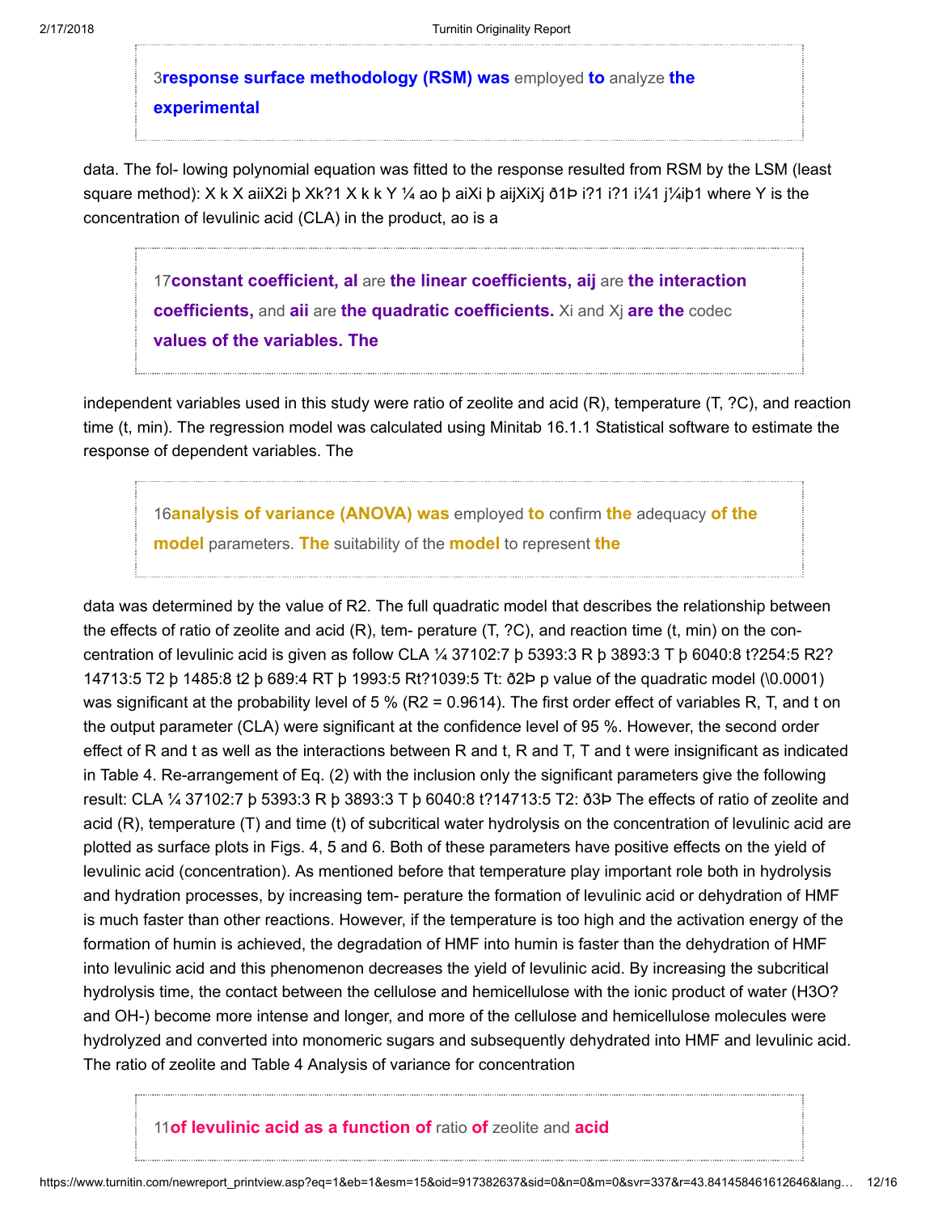3**response surface methodology (RSM) was** employed **to** analyze **the experimental**

data. The fol- lowing polynomial equation was fitted to the response resulted from RSM by the LSM (least square method): X k X aiiX2i þ Xk?1 X k k Y ¼ ao þ aiXi þ aijXiXj ð1Þ i?1 i?1 i¼1 j¼iþ1 where Y is the concentration of levulinic acid (CLA) in the product, ao is a

17**constant coefficient, al** are **the linear coefficients, aij** are **the interaction coefficients,** and **aii** are **the quadratic coefficients.** Xi and Xj **are the** codec **values of the variables. The**

independent variables used in this study were ratio of zeolite and acid (R), temperature (T, ?C), and reaction time (t, min). The regression model was calculated using Minitab 16.1.1 Statistical software to estimate the response of dependent variables. The

16**analysis of variance (ANOVA) was** employed **to** confirm **the** adequacy **of the model** parameters. **The** suitability of the **model** to represent **the**

data was determined by the value of R2. The full quadratic model that describes the relationship between the effects of ratio of zeolite and acid (R), tem- perature (T, ?C), and reaction time (t, min) on the con- centration of levulinic acid is given as follow CLA ¼ 37102:7 þ 5393:3 R þ 3893:3 T þ 6040:8 t?254:5 R2? 14713:5 T2 þ 1485:8 t2 þ 689:4 RT þ 1993:5 Rt?1039:5 Tt: ð2Þ p value of the quadratic model (\0.0001) was significant at the probability level of 5 % (R2 = 0.9614). The first order effect of variables R, T, and t on the output parameter (CLA) were significant at the confidence level of 95 %. However, the second order effect of R and t as well as the interactions between R and t, R and T, T and t were insignificant as indicated in Table 4. Re-arrangement of Eq. (2) with the inclusion only the significant parameters give the following result: CLA ¼ 37102:7 þ 5393:3 R þ 3893:3 T þ 6040:8 t?14713:5 T2: ð3Þ The effects of ratio of zeolite and acid (R), temperature (T) and time (t) of subcritical water hydrolysis on the concentration of levulinic acid are plotted as surface plots in Figs. 4, 5 and 6. Both of these parameters have positive effects on the yield of levulinic acid (concentration). As mentioned before that temperature play important role both in hydrolysis and hydration processes, by increasing tem- perature the formation of levulinic acid or dehydration of HMF is much faster than other reactions. However, if the temperature is too high and the activation energy of the formation of humin is achieved, the degradation of HMF into humin is faster than the dehydration of HMF into levulinic acid and this phenomenon decreases the yield of levulinic acid. By increasing the subcritical hydrolysis time, the contact between the cellulose and hemicellulose with the ionic product of water (H3O? and OH-) become more intense and longer, and more of the cellulose and hemicellulose molecules were hydrolyzed and converted into monomeric sugars and subsequently dehydrated into HMF and levulinic acid. The ratio of zeolite and Table 4 Analysis of variance for concentration

11**of levulinic acid as a function of** ratio **of** zeolite and **acid**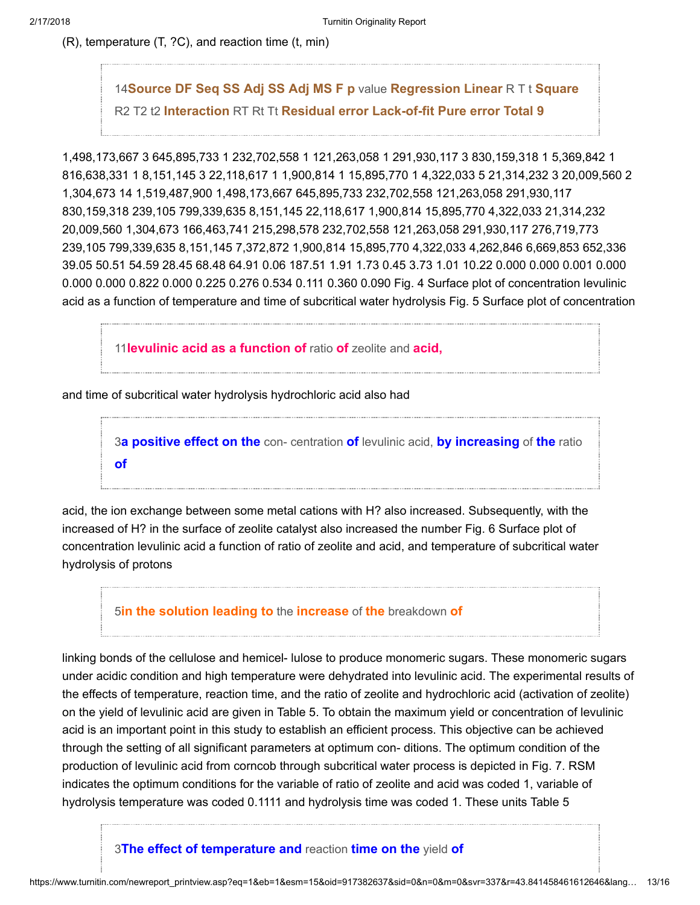(R), temperature (T, ?C), and reaction time (t, min)

> 14**Source DF Seq SS Adj SS Adj MS F p** value **Regression Linear** R T t **Square** R2 T2 t2 **Interaction** RT Rt Tt **Residual error Lack-of-fit Pure error Total 9**

1,498,173,667 3 645,895,733 1 232,702,558 1 121,263,058 1 291,930,117 3 830,159,318 1 5,369,842 1 816,638,331 1 8,151,145 3 22,118,617 1 1,900,814 1 15,895,770 1 4,322,033 5 21,314,232 3 20,009,560 2 1,304,673 14 1,519,487,900 1,498,173,667 645,895,733 232,702,558 121,263,058 291,930,117 830,159,318 239,105 799,339,635 8,151,145 22,118,617 1,900,814 15,895,770 4,322,033 21,314,232 20,009,560 1,304,673 166,463,741 215,298,578 232,702,558 121,263,058 291,930,117 276,719,773 239,105 799,339,635 8,151,145 7,372,872 1,900,814 15,895,770 4,322,033 4,262,846 6,669,853 652,336 39.05 50.51 54.59 28.45 68.48 64.91 0.06 187.51 1.91 1.73 0.45 3.73 1.01 10.22 0.000 0.000 0.001 0.000 0.000 0.000 0.822 0.000 0.225 0.276 0.534 0.111 0.360 0.090 Fig. 4 Surface plot of concentration levulinic acid as a function of temperature and time of subcritical water hydrolysis Fig. 5 Surface plot of concentration

> 11**levulinic acid as a function of** ratio **of** zeolite and **acid,**

and time of subcritical water hydrolysis hydrochloric acid also had

> 3**a positive effect on the** con- centration **of** levulinic acid, **by increasing** of **the** ratio **of**

acid, the ion exchange between some metal cations with H? also increased. Subsequently, with the increased of H? in the surface of zeolite catalyst also increased the number Fig. 6 Surface plot of concentration levulinic acid a function of ratio of zeolite and acid, and temperature of subcritical water hydrolysis of protons

> 5**in the solution leading to** the **increase** of **the** breakdown **of**

linking bonds of the cellulose and hemicel- lulose to produce monomeric sugars. These monomeric sugars under acidic condition and high temperature were dehydrated into levulinic acid. The experimental results of the effects of temperature, reaction time, and the ratio of zeolite and hydrochloric acid (activation of zeolite) on the yield of levulinic acid are given in Table 5. To obtain the maximum yield or concentration of levulinic acid is an important point in this study to establish an efficient process. This objective can be achieved through the setting of all significant parameters at optimum con- ditions. The optimum condition of the production of levulinic acid from corncob through subcritical water process is depicted in Fig. 7. RSM indicates the optimum conditions for the variable of ratio of zeolite and acid was coded 1, variable of hydrolysis temperature was coded 0.1111 and hydrolysis time was coded 1. These units Table 5

> 3**The effect of temperature and** reaction **time on the** yield **of**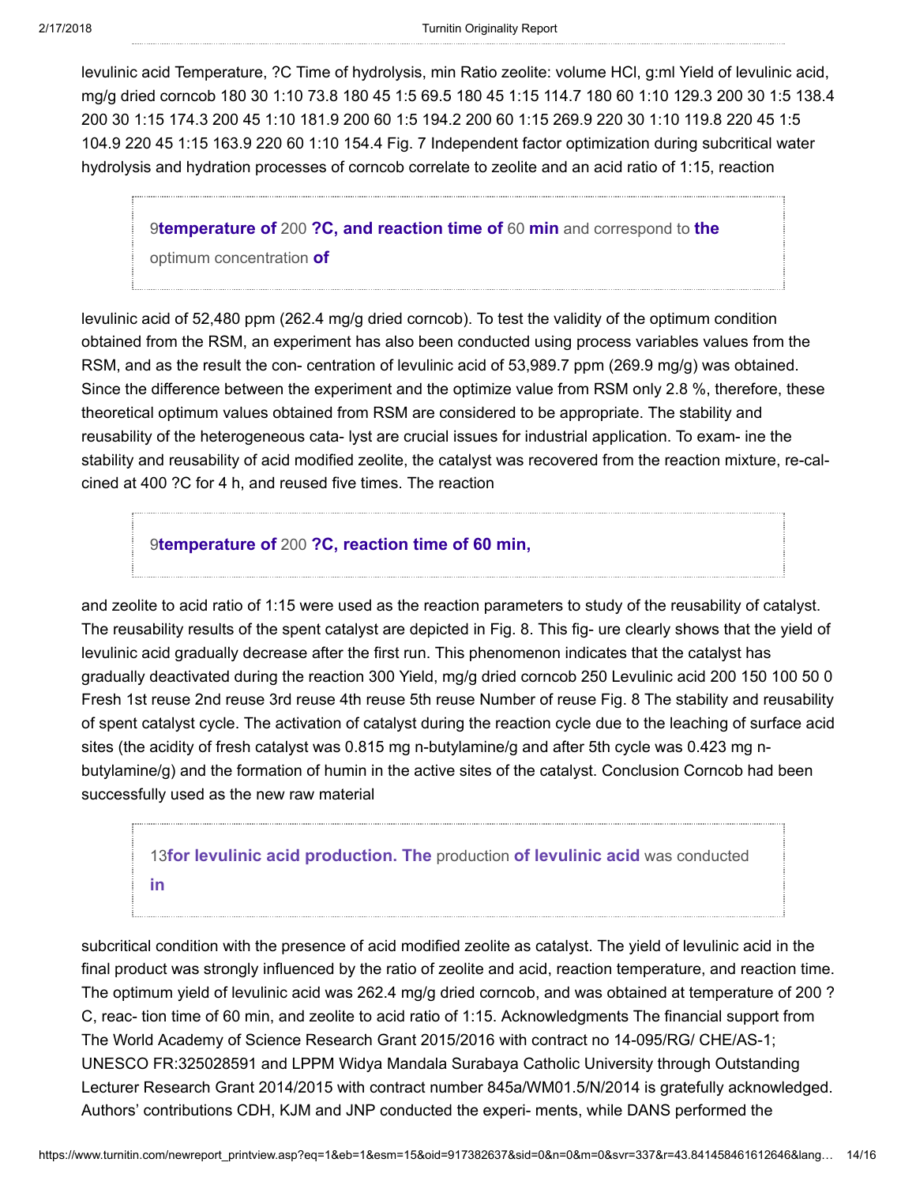levulinic acid Temperature, ?C Time of hydrolysis, min Ratio zeolite: volume HCl, g:ml Yield of levulinic acid, mg/g dried corncob 180 30 1:10 73.8 180 45 1:5 69.5 180 45 1:15 114.7 180 60 1:10 129.3 200 30 1:5 138.4 200 30 1:15 174.3 200 45 1:10 181.9 200 60 1:5 194.2 200 60 1:15 269.9 220 30 1:10 119.8 220 45 1:5 104.9 220 45 1:15 163.9 220 60 1:10 154.4 Fig. 7 Independent factor optimization during subcritical water hydrolysis and hydration processes of corncob correlate to zeolite and an acid ratio of 1:15, reaction

9**temperature of** 200 **?C, and reaction time of** 60 **min** and correspond to **the** optimum concentration **of**

levulinic acid of 52,480 ppm (262.4 mg/g dried corncob). To test the validity of the optimum condition obtained from the RSM, an experiment has also been conducted using process variables values from the RSM, and as the result the con- centration of levulinic acid of 53,989.7 ppm (269.9 mg/g) was obtained. Since the difference between the experiment and the optimize value from RSM only 2.8 %, therefore, these theoretical optimum values obtained from RSM are considered to be appropriate. The stability and reusability of the heterogeneous cata- lyst are crucial issues for industrial application. To exam- ine the stability and reusability of acid modified zeolite, the catalyst was recovered from the reaction mixture, re-cal- cined at 400 ?C for 4 h, and reused five times. The reaction

9**temperature of** 200 **?C, reaction time of 60 min,**

and zeolite to acid ratio of 1:15 were used as the reaction parameters to study of the reusability of catalyst. The reusability results of the spent catalyst are depicted in Fig. 8. This fig- ure clearly shows that the yield of levulinic acid gradually decrease after the first run. This phenomenon indicates that the catalyst has gradually deactivated during the reaction 300 Yield, mg/g dried corncob 250 Levulinic acid 200 150 100 50 0 Fresh 1st reuse 2nd reuse 3rd reuse 4th reuse 5th reuse Number of reuse Fig. 8 The stability and reusability of spent catalyst cycle. The activation of catalyst during the reaction cycle due to the leaching of surface acid sites (the acidity of fresh catalyst was 0.815 mg n-butylamine/g and after 5th cycle was 0.423 mg n-butylamine/g) and the formation of humin in the active sites of the catalyst. Conclusion Corncob had been successfully used as the new raw material

13**for levulinic acid production. The** production **of levulinic acid** was conducted **in**

subcritical condition with the presence of acid modified zeolite as catalyst. The yield of levulinic acid in the final product was strongly influenced by the ratio of zeolite and acid, reaction temperature, and reaction time. The optimum yield of levulinic acid was 262.4 mg/g dried corncob, and was obtained at temperature of 200 ?C, reac- tion time of 60 min, and zeolite to acid ratio of 1:15. Acknowledgments The financial support from The World Academy of Science Research Grant 2015/2016 with contract no 14-095/RG/ CHE/AS-1; UNESCO FR:325028591 and LPPM Widya Mandala Surabaya Catholic University through Outstanding Lecturer Research Grant 2014/2015 with contract number 845a/WM01.5/N/2014 is gratefully acknowledged. Authors' contributions CDH, KJM and JNP conducted the experi- ments, while DANS performed the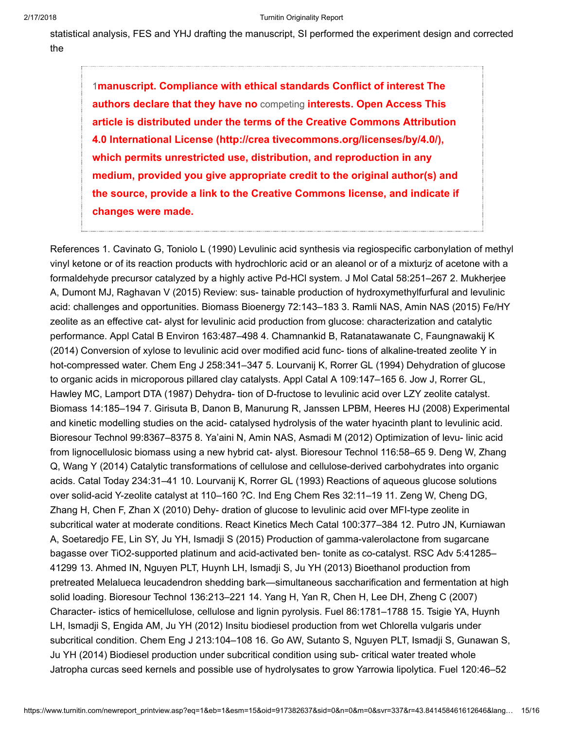statistical analysis, FES and YHJ drafting the manuscript, SI performed the experiment design and corrected the

1**manuscript. Compliance with ethical standards Conflict of interest The authors declare that they have no** competing **interests. Open Access This article is distributed under the terms of the Creative Commons Attribution 4.0 International License (http://crea tivecommons.org/licenses/by/4.0/), which permits unrestricted use, distribution, and reproduction in any medium, provided you give appropriate credit to the original author(s) and the source, provide a link to the Creative Commons license, and indicate if changes were made.**

References 1. Cavinato G, Toniolo L (1990) Levulinic acid synthesis via regiospecific carbonylation of methyl vinyl ketone or of its reaction products with hydrochloric acid or an aleanol or of a mixturjz of acetone with a formaldehyde precursor catalyzed by a highly active Pd-HCl system. J Mol Catal 58:251–267 2. Mukherjee A, Dumont MJ, Raghavan V (2015) Review: sus- tainable production of hydroxymethylfurfural and levulinic acid: challenges and opportunities. Biomass Bioenergy 72:143–183 3. Ramli NAS, Amin NAS (2015) Fe/HY zeolite as an effective cat- alyst for levulinic acid production from glucose: characterization and catalytic performance. Appl Catal B Environ 163:487–498 4. Chamnankid B, Ratanatawanate C, Faungnawakij K (2014) Conversion of xylose to levulinic acid over modified acid func- tions of alkaline-treated zeolite Y in hot-compressed water. Chem Eng J 258:341–347 5. Lourvanij K, Rorrer GL (1994) Dehydration of glucose to organic acids in microporous pillared clay catalysts. Appl Catal A 109:147–165 6. Jow J, Rorrer GL, Hawley MC, Lamport DTA (1987) Dehydra- tion of D-fructose to levulinic acid over LZY zeolite catalyst. Biomass 14:185–194 7. Girisuta B, Danon B, Manurung R, Janssen LPBM, Heeres HJ (2008) Experimental and kinetic modelling studies on the acid- catalysed hydrolysis of the water hyacinth plant to levulinic acid. Bioresour Technol 99:8367–8375 8. Ya'aini N, Amin NAS, Asmadi M (2012) Optimization of levu- linic acid from lignocellulosic biomass using a new hybrid cat- alyst. Bioresour Technol 116:58–65 9. Deng W, Zhang Q, Wang Y (2014) Catalytic transformations of cellulose and cellulose-derived carbohydrates into organic acids. Catal Today 234:31–41 10. Lourvanij K, Rorrer GL (1993) Reactions of aqueous glucose solutions over solid-acid Y-zeolite catalyst at 110–160 ?C. Ind Eng Chem Res 32:11–19 11. Zeng W, Cheng DG, Zhang H, Chen F, Zhan X (2010) Dehy- dration of glucose to levulinic acid over MFI-type zeolite in subcritical water at moderate conditions. React Kinetics Mech Catal 100:377–384 12. Putro JN, Kurniawan A, Soetaredjo FE, Lin SY, Ju YH, Ismadji S (2015) Production of gamma-valerolactone from sugarcane bagasse over TiO2-supported platinum and acid-activated ben- tonite as co-catalyst. RSC Adv 5:41285–41299 13. Ahmed IN, Nguyen PLT, Huynh LH, Ismadji S, Ju YH (2013) Bioethanol production from pretreated Melalueca leucadendron shedding bark—simultaneous saccharification and fermentation at high solid loading. Bioresour Technol 136:213–221 14. Yang H, Yan R, Chen H, Lee DH, Zheng C (2007) Character- istics of hemicellulose, cellulose and lignin pyrolysis. Fuel 86:1781–1788 15. Tsigie YA, Huynh LH, Ismadji S, Engida AM, Ju YH (2012) Insitu biodiesel production from wet Chlorella vulgaris under subcritical condition. Chem Eng J 213:104–108 16. Go AW, Sutanto S, Nguyen PLT, Ismadji S, Gunawan S, Ju YH (2014) Biodiesel production under subcritical condition using sub- critical water treated whole Jatropha curcas seed kernels and possible use of hydrolysates to grow Yarrowia lipolytica. Fuel 120:46–52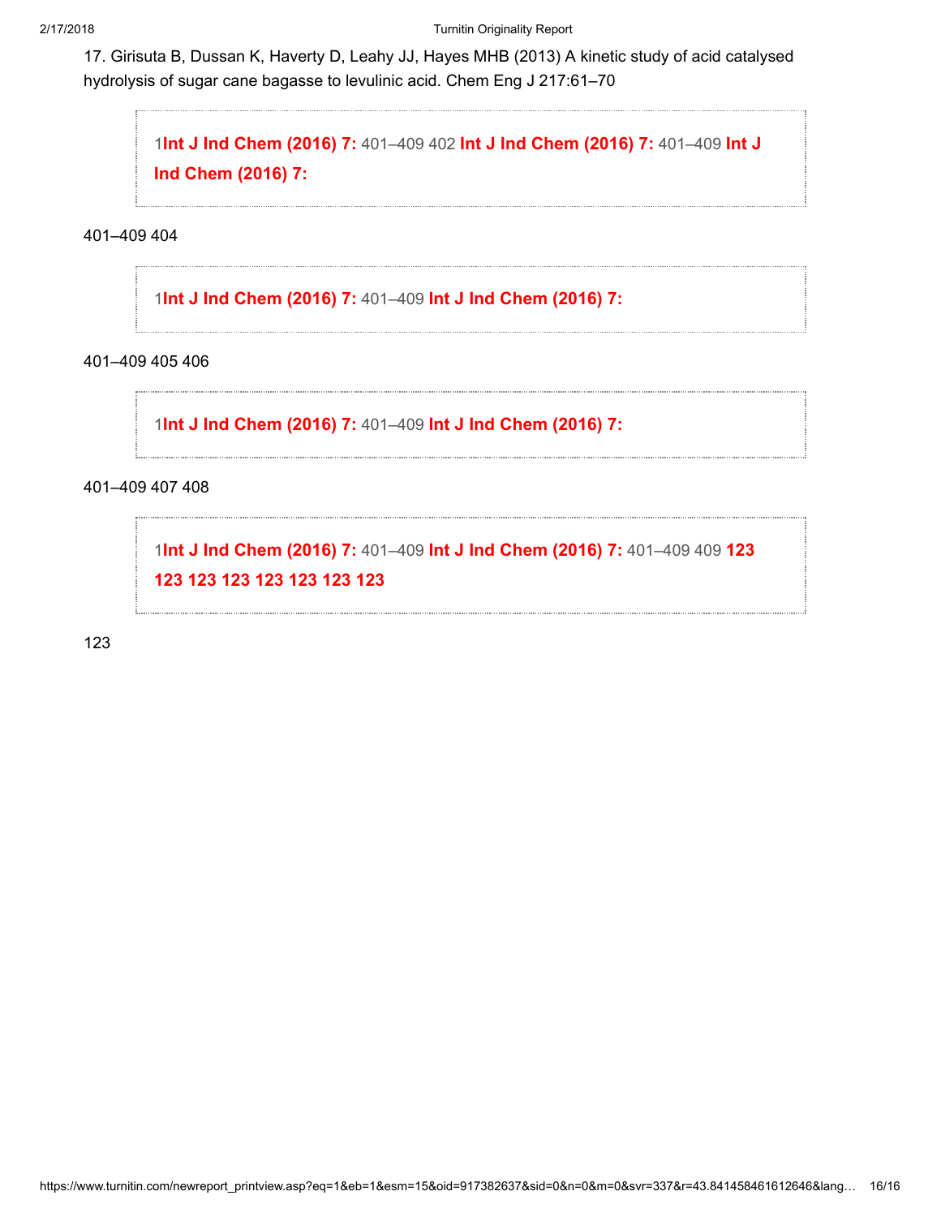17. Girisuta B, Dussan K, Haverty D, Leahy JJ, Hayes MHB (2013) A kinetic study of acid catalysed hydrolysis of sugar cane bagasse to levulinic acid. Chem Eng J 217:61–70

1**Int J Ind Chem (2016) 7:** 401–409 402 **Int J Ind Chem (2016) 7:** 401–409 **Int J Ind Chem (2016) 7:**

401–409 404

1**Int J Ind Chem (2016) 7:** 401–409 **Int J Ind Chem (2016) 7:**

401–409 405 406

1**Int J Ind Chem (2016) 7:** 401–409 **Int J Ind Chem (2016) 7:**

401–409 407 408

1**Int J Ind Chem (2016) 7:** 401–409 **Int J Ind Chem (2016) 7:** 401–409 409 **123 123 123 123 123 123 123 123**

123